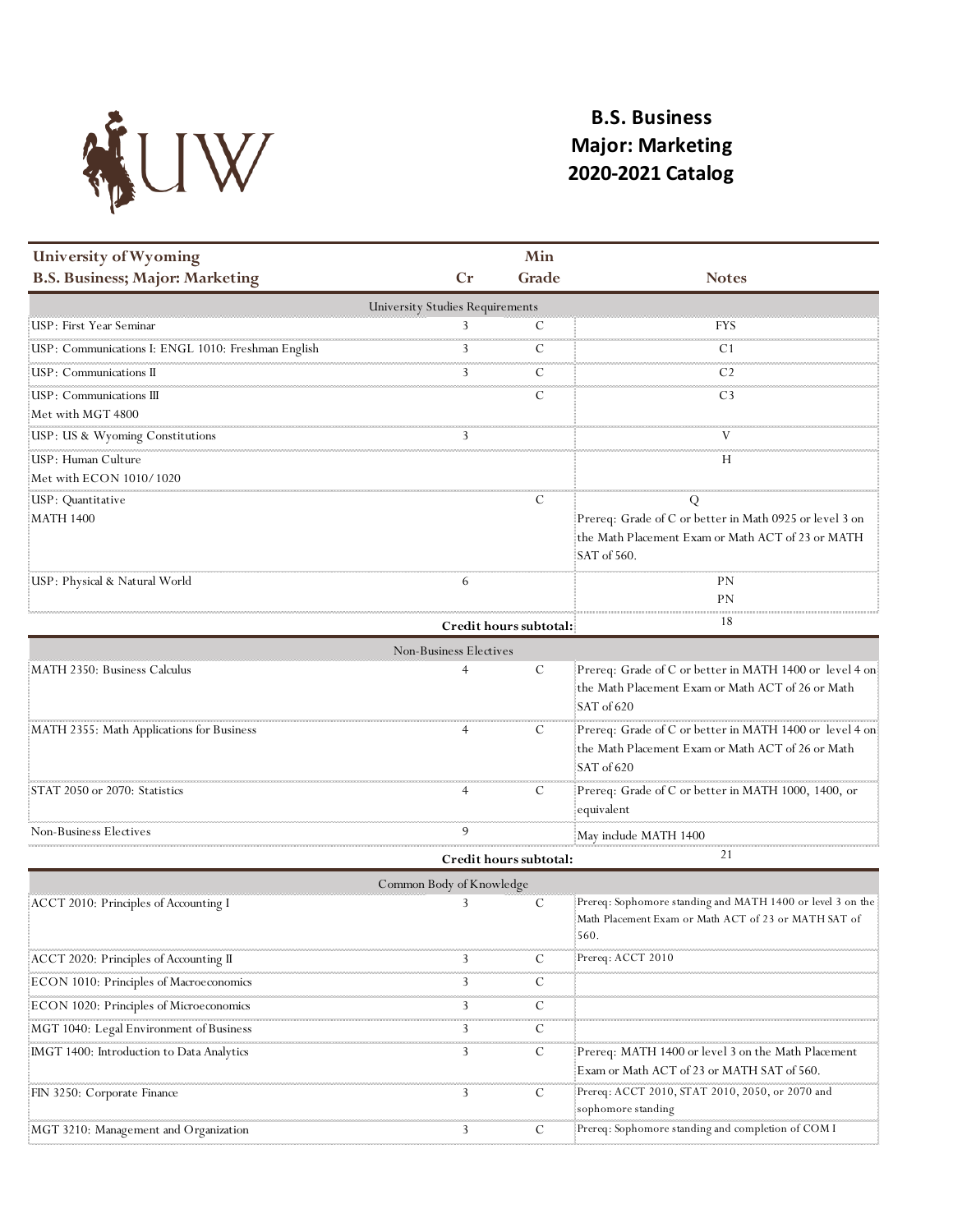# B.S. Business
# Major: Marketing
# 2020-2021 Catalog

| University of Wyoming<br>B.S. Business; Major: Marketing | Cr | Min Grade | Notes |
|---|---|---|---|
| **University Studies Requirements** | | | |
| USP: First Year Seminar | 3 | C | FYS |
| USP: Communications I: ENGL 1010: Freshman English | 3 | C | C1 |
| USP: Communications II | 3 | C | C2 |
| USP: Communications III<br>Met with MGT 4800 | | C | C3 |
| USP: US & Wyoming Constitutions | 3 | | V |
| USP: Human Culture<br>Met with ECON 1010/1020 | | | H |
| USP: Quantitative<br>MATH 1400 | | C | Q<br>Prereq: Grade of C or better in Math 0925 or level 3 on the Math Placement Exam or Math ACT of 23 or MATH SAT of 560. |
| USP: Physical & Natural World | 6 | | PN<br>PN |
| | **Credit hours subtotal:** | | 18 |
| **Non-Business Electives** | | | |
| MATH 2350: Business Calculus | 4 | C | Prereq: Grade of C or better in MATH 1400 or level 4 on the Math Placement Exam or Math ACT of 26 or Math SAT of 620 |
| MATH 2355: Math Applications for Business | 4 | C | Prereq: Grade of C or better in MATH 1400 or level 4 on the Math Placement Exam or Math ACT of 26 or Math SAT of 620 |
| STAT 2050 or 2070: Statistics | 4 | C | Prereq: Grade of C or better in MATH 1000, 1400, or equivalent |
| Non-Business Electives | 9 | | May include MATH 1400 |
| | **Credit hours subtotal:** | | 21 |
| **Common Body of Knowledge** | | | |
| ACCT 2010: Principles of Accounting I | 3 | C | Prereq: Sophomore standing and MATH 1400 or level 3 on the Math Placement Exam or Math ACT of 23 or MATH SAT of 560. |
| ACCT 2020: Principles of Accounting II | 3 | C | Prereq: ACCT 2010 |
| ECON 1010: Principles of Macroeconomics | 3 | C | |
| ECON 1020: Principles of Microeconomics | 3 | C | |
| MGT 1040: Legal Environment of Business | 3 | C | |
| IMGT 1400: Introduction to Data Analytics | 3 | C | Prereq: MATH 1400 or level 3 on the Math Placement Exam or Math ACT of 23 or MATH SAT of 560. |
| FIN 3250: Corporate Finance | 3 | C | Prereq: ACCT 2010, STAT 2010, 2050, or 2070 and sophomore standing |
| MGT 3210: Management and Organization | 3 | C | Prereq: Sophomore standing and completion of COM I |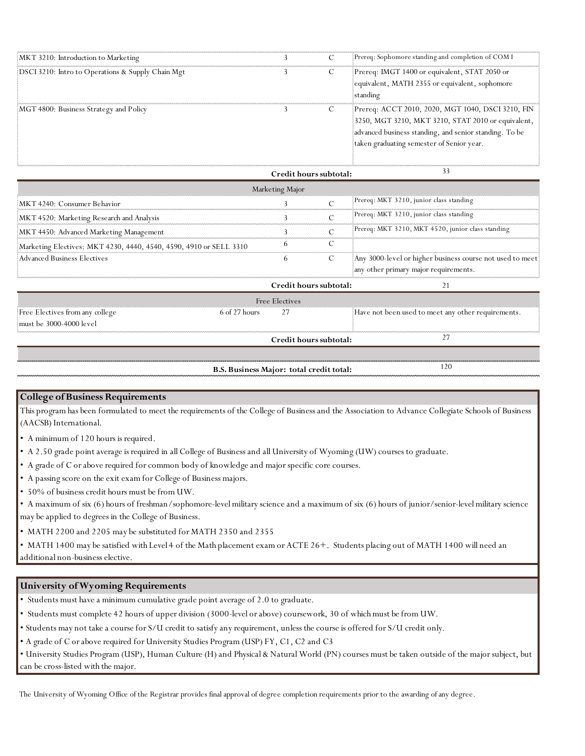| | | | |
|---|---|---|---|
| MKT 3210: Introduction to Marketing | 3 | C | Prereq: Sophomore standing and completion of COM I |
| DSCI 3210: Intro to Operations & Supply Chain Mgt | 3 | C | Prereq: IMGT 1400 or equivalent, STAT 2050 or equivalent, MATH 2355 or equivalent, sophomore standing |
| MGT 4800: Business Strategy and Policy | 3 | C | Prereq: ACCT 2010, 2020, MGT 1040, DSCI 3210, FIN 3250, MGT 3210, MKT 3210, STAT 2010 or equivalent, advanced business standing, and senior standing. To be taken graduating semester of Senior year. |
| | **Credit hours subtotal:** | | 33 |
| Marketing Major | | | |
| MKT 4240: Consumer Behavior | 3 | C | Prereq: MKT 3210, junior class standing |
| MKT 4520: Marketing Research and Analysis | 3 | C | Prereq: MKT 3210, junior class standing |
| MKT 4450: Advanced Marketing Management | 3 | C | Prereq: MKT 3210, MKT 4520, junior class standing |
| Marketing Electives: MKT 4230, 4440, 4540, 4590, 4910 or SELL 3310 | 6 | C | |
| Advanced Business Electives | 6 | C | Any 3000-level or higher business course not used to meet any other primary major requirements. |
| | **Credit hours subtotal:** | | 21 |
| Free Electives | | | |
| Free Electives from any college must be 3000-4000 level — 6 of 27 hours | 27 | | Have not been used to meet any other requirements. |
| | **Credit hours subtotal:** | | 27 |
| | **B.S. Business Major: total credit total:** | | 120 |

## College of Business Requirements

This program has been formulated to meet the requirements of the College of Business and the Association to Advance Collegiate Schools of Business (AACSB) International.

- A minimum of 120 hours is required.
- A 2.50 grade point average is required in all College of Business and all University of Wyoming (UW) courses to graduate.
- A grade of C or above required for common body of knowledge and major specific core courses.
- A passing score on the exit exam for College of Business majors.
- 50% of business credit hours must be from UW.
- A maximum of six (6) hours of freshman/sophomore-level military science and a maximum of six (6) hours of junior/senior-level military science may be applied to degrees in the College of Business.
- MATH 2200 and 2205 may be substituted for MATH 2350 and 2355
- MATH 1400 may be satisfied with Level 4 of the Math placement exam or ACTE 26+. Students placing out of MATH 1400 will need an additional non-business elective.

## University of Wyoming Requirements

- Students must have a minimum cumulative grade point average of 2.0 to graduate.
- Students must complete 42 hours of upper division (3000-level or above) coursework, 30 of which must be from UW.
- Students may not take a course for S/U credit to satisfy any requirement, unless the course is offered for S/U credit only.
- A grade of C or above required for University Studies Program (USP) FY, C1, C2 and C3
- University Studies Program (USP), Human Culture (H) and Physical & Natural World (PN) courses must be taken outside of the major subject, but can be cross-listed with the major.

The University of Wyoming Office of the Registrar provides final approval of degree completion requirements prior to the awarding of any degree.